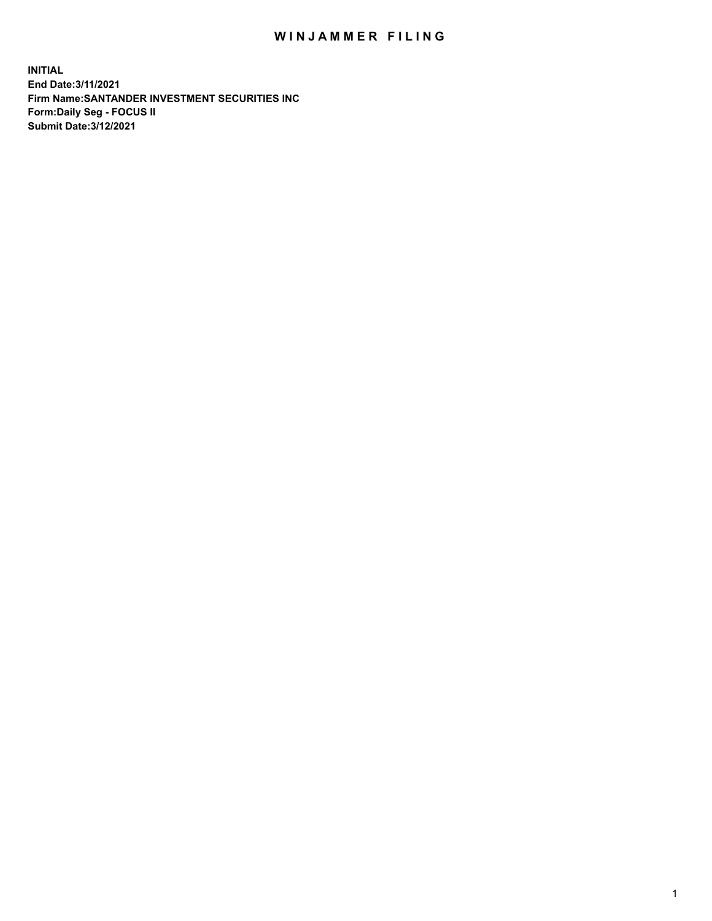# WINJAMMER FILING

**INITIAL**
**End Date:3/11/2021**
**Firm Name:SANTANDER INVESTMENT SECURITIES INC**
**Form:Daily Seg - FOCUS II**
**Submit Date:3/12/2021**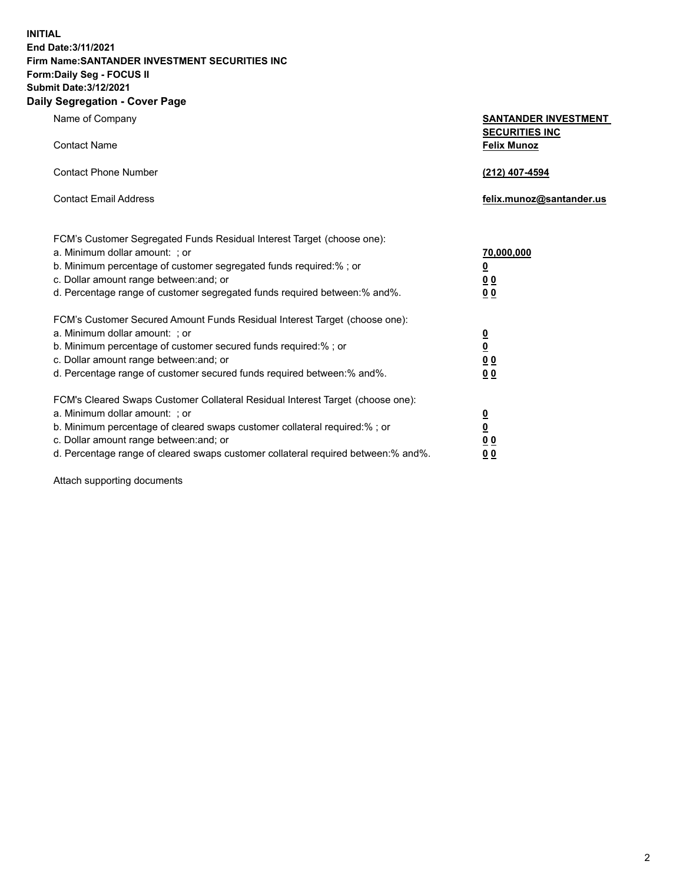**INITIAL**
**End Date:3/11/2021**
**Firm Name:SANTANDER INVESTMENT SECURITIES INC**
**Form:Daily Seg - FOCUS II**
**Submit Date:3/12/2021**

## Daily Segregation - Cover Page

| | |
|---|---|
| Name of Company | **SANTANDER INVESTMENT SECURITIES INC** |
| Contact Name | **Felix Munoz** |
| Contact Phone Number | **(212) 407-4594** |
| Contact Email Address | **felix.munoz@santander.us** |

| FCM's Customer Segregated Funds Residual Interest Target (choose one): | |
|---|---|
| a. Minimum dollar amount: ; or | **70,000,000** |
| b. Minimum percentage of customer segregated funds required:% ; or | **0** |
| c. Dollar amount range between:and; or | **0 0** |
| d. Percentage range of customer segregated funds required between:% and%. | **0 0** |

| FCM's Customer Secured Amount Funds Residual Interest Target (choose one): | |
|---|---|
| a. Minimum dollar amount: ; or | **0** |
| b. Minimum percentage of customer secured funds required:% ; or | **0** |
| c. Dollar amount range between:and; or | **0 0** |
| d. Percentage range of customer secured funds required between:% and%. | **0 0** |

| FCM's Cleared Swaps Customer Collateral Residual Interest Target (choose one): | |
|---|---|
| a. Minimum dollar amount: ; or | **0** |
| b. Minimum percentage of cleared swaps customer collateral required:% ; or | **0** |
| c. Dollar amount range between:and; or | **0 0** |
| d. Percentage range of cleared swaps customer collateral required between:% and%. | **0 0** |

Attach supporting documents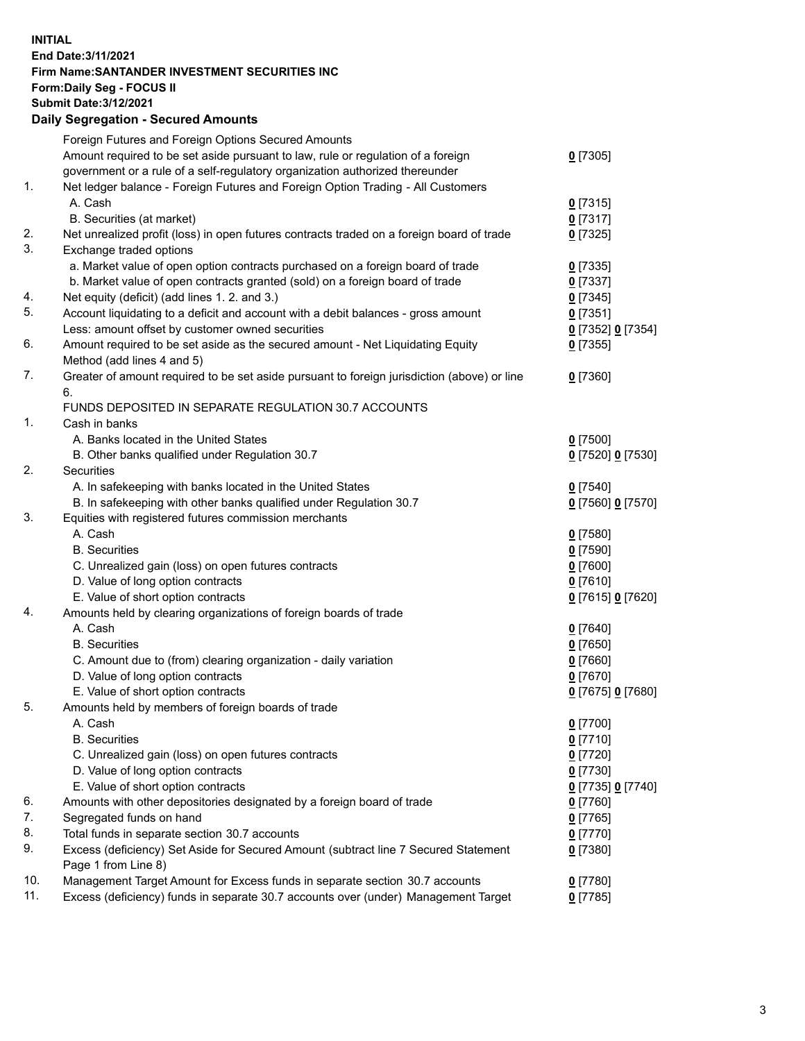**INITIAL**
**End Date:3/11/2021**
**Firm Name:SANTANDER INVESTMENT SECURITIES INC**
**Form:Daily Seg - FOCUS II**
**Submit Date:3/12/2021**

## Daily Segregation - Secured Amounts

| | | |
|---|---|---|
| | Foreign Futures and Foreign Options Secured Amounts | |
| | Amount required to be set aside pursuant to law, rule or regulation of a foreign government or a rule of a self-regulatory organization authorized thereunder | **0** [7305] |
| 1. | Net ledger balance - Foreign Futures and Foreign Option Trading - All Customers | |
| | A. Cash | **0** [7315] |
| | B. Securities (at market) | **0** [7317] |
| 2. | Net unrealized profit (loss) in open futures contracts traded on a foreign board of trade | **0** [7325] |
| 3. | Exchange traded options | |
| | a. Market value of open option contracts purchased on a foreign board of trade | **0** [7335] |
| | b. Market value of open contracts granted (sold) on a foreign board of trade | **0** [7337] |
| 4. | Net equity (deficit) (add lines 1. 2. and 3.) | **0** [7345] |
| 5. | Account liquidating to a deficit and account with a debit balances - gross amount | **0** [7351] |
| | Less: amount offset by customer owned securities | **0** [7352] **0** [7354] |
| 6. | Amount required to be set aside as the secured amount - Net Liquidating Equity Method (add lines 4 and 5) | **0** [7355] |
| 7. | Greater of amount required to be set aside pursuant to foreign jurisdiction (above) or line 6. | **0** [7360] |
| | FUNDS DEPOSITED IN SEPARATE REGULATION 30.7 ACCOUNTS | |
| 1. | Cash in banks | |
| | A. Banks located in the United States | **0** [7500] |
| | B. Other banks qualified under Regulation 30.7 | **0** [7520] **0** [7530] |
| 2. | Securities | |
| | A. In safekeeping with banks located in the United States | **0** [7540] |
| | B. In safekeeping with other banks qualified under Regulation 30.7 | **0** [7560] **0** [7570] |
| 3. | Equities with registered futures commission merchants | |
| | A. Cash | **0** [7580] |
| | B. Securities | **0** [7590] |
| | C. Unrealized gain (loss) on open futures contracts | **0** [7600] |
| | D. Value of long option contracts | **0** [7610] |
| | E. Value of short option contracts | **0** [7615] **0** [7620] |
| 4. | Amounts held by clearing organizations of foreign boards of trade | |
| | A. Cash | **0** [7640] |
| | B. Securities | **0** [7650] |
| | C. Amount due to (from) clearing organization - daily variation | **0** [7660] |
| | D. Value of long option contracts | **0** [7670] |
| | E. Value of short option contracts | **0** [7675] **0** [7680] |
| 5. | Amounts held by members of foreign boards of trade | |
| | A. Cash | **0** [7700] |
| | B. Securities | **0** [7710] |
| | C. Unrealized gain (loss) on open futures contracts | **0** [7720] |
| | D. Value of long option contracts | **0** [7730] |
| | E. Value of short option contracts | **0** [7735] **0** [7740] |
| 6. | Amounts with other depositories designated by a foreign board of trade | **0** [7760] |
| 7. | Segregated funds on hand | **0** [7765] |
| 8. | Total funds in separate section 30.7 accounts | **0** [7770] |
| 9. | Excess (deficiency) Set Aside for Secured Amount (subtract line 7 Secured Statement Page 1 from Line 8) | **0** [7380] |
| 10. | Management Target Amount for Excess funds in separate section 30.7 accounts | **0** [7780] |
| 11. | Excess (deficiency) funds in separate 30.7 accounts over (under) Management Target | **0** [7785] |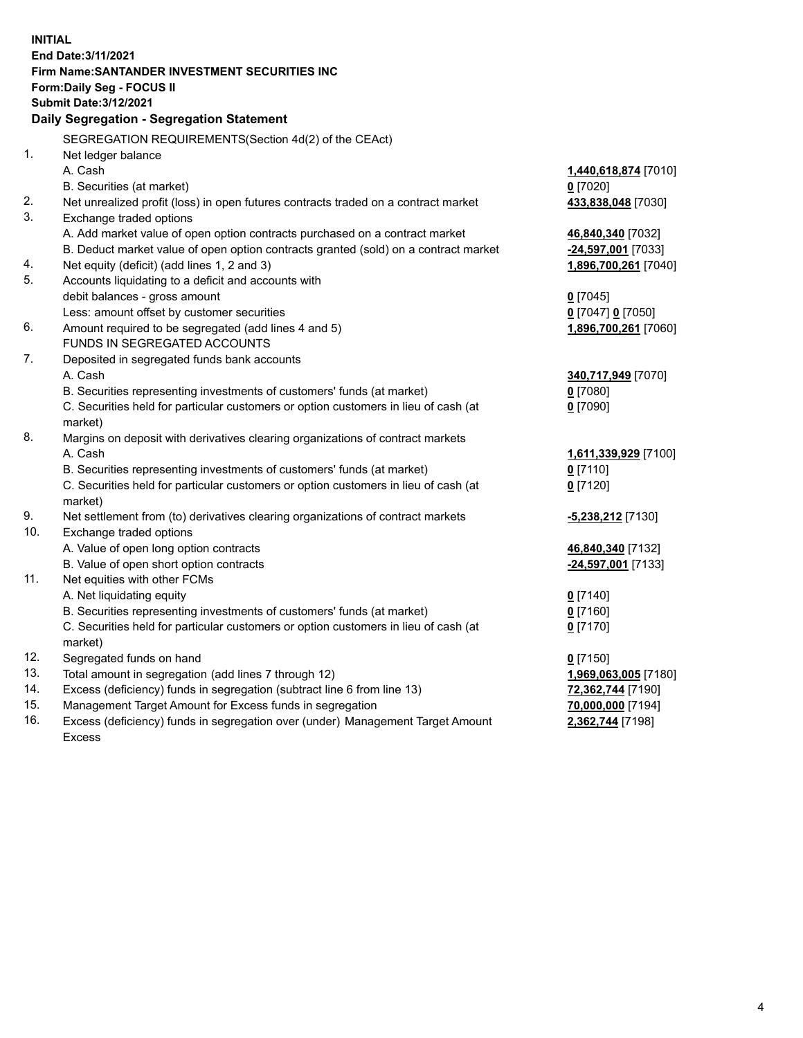**INITIAL**
**End Date:3/11/2021**
**Firm Name:SANTANDER INVESTMENT SECURITIES INC**
**Form:Daily Seg - FOCUS II**
**Submit Date:3/12/2021**

## Daily Segregation - Segregation Statement

SEGREGATION REQUIREMENTS(Section 4d(2) of the CEAct)

| | | |
|---|---|---|
| 1. | Net ledger balance | |
| | A. Cash | **1,440,618,874** [7010] |
| | B. Securities (at market) | **0** [7020] |
| 2. | Net unrealized profit (loss) in open futures contracts traded on a contract market | **433,838,048** [7030] |
| 3. | Exchange traded options | |
| | A. Add market value of open option contracts purchased on a contract market | **46,840,340** [7032] |
| | B. Deduct market value of open option contracts granted (sold) on a contract market | **-24,597,001** [7033] |
| 4. | Net equity (deficit) (add lines 1, 2 and 3) | **1,896,700,261** [7040] |
| 5. | Accounts liquidating to a deficit and accounts with debit balances - gross amount | **0** [7045] |
| | Less: amount offset by customer securities | **0** [7047] **0** [7050] |
| 6. | Amount required to be segregated (add lines 4 and 5) | **1,896,700,261** [7060] |
| | FUNDS IN SEGREGATED ACCOUNTS | |
| 7. | Deposited in segregated funds bank accounts | |
| | A. Cash | **340,717,949** [7070] |
| | B. Securities representing investments of customers' funds (at market) | **0** [7080] |
| | C. Securities held for particular customers or option customers in lieu of cash (at market) | **0** [7090] |
| 8. | Margins on deposit with derivatives clearing organizations of contract markets | |
| | A. Cash | **1,611,339,929** [7100] |
| | B. Securities representing investments of customers' funds (at market) | **0** [7110] |
| | C. Securities held for particular customers or option customers in lieu of cash (at market) | **0** [7120] |
| 9. | Net settlement from (to) derivatives clearing organizations of contract markets | **-5,238,212** [7130] |
| 10. | Exchange traded options | |
| | A. Value of open long option contracts | **46,840,340** [7132] |
| | B. Value of open short option contracts | **-24,597,001** [7133] |
| 11. | Net equities with other FCMs | |
| | A. Net liquidating equity | **0** [7140] |
| | B. Securities representing investments of customers' funds (at market) | **0** [7160] |
| | C. Securities held for particular customers or option customers in lieu of cash (at market) | **0** [7170] |
| 12. | Segregated funds on hand | **0** [7150] |
| 13. | Total amount in segregation (add lines 7 through 12) | **1,969,063,005** [7180] |
| 14. | Excess (deficiency) funds in segregation (subtract line 6 from line 13) | **72,362,744** [7190] |
| 15. | Management Target Amount for Excess funds in segregation | **70,000,000** [7194] |
| 16. | Excess (deficiency) funds in segregation over (under) Management Target Amount Excess | **2,362,744** [7198] |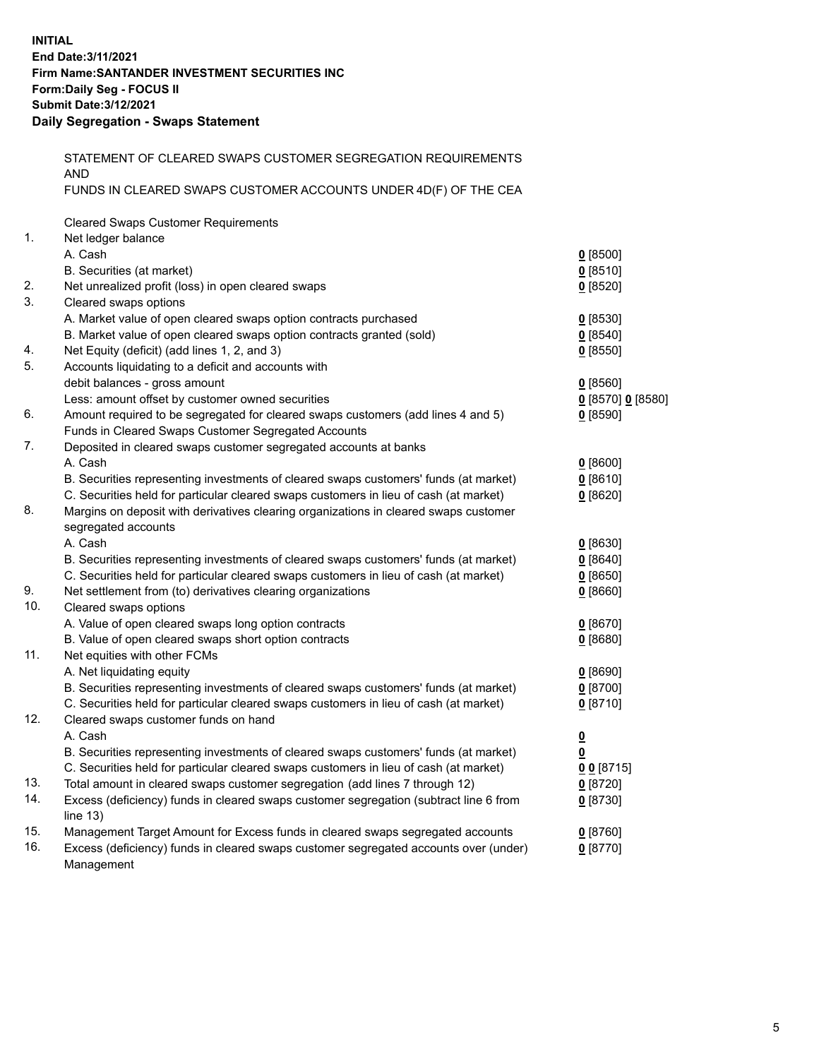**INITIAL**
**End Date:3/11/2021**
**Firm Name:SANTANDER INVESTMENT SECURITIES INC**
**Form:Daily Seg - FOCUS II**
**Submit Date:3/12/2021**
**Daily Segregation - Swaps Statement**

STATEMENT OF CLEARED SWAPS CUSTOMER SEGREGATION REQUIREMENTS AND FUNDS IN CLEARED SWAPS CUSTOMER ACCOUNTS UNDER 4D(F) OF THE CEA

| | | |
|---|---|---|
| | Cleared Swaps Customer Requirements | |
| 1. | Net ledger balance | |
| | A. Cash | 0 [8500] |
| | B. Securities (at market) | 0 [8510] |
| 2. | Net unrealized profit (loss) in open cleared swaps | 0 [8520] |
| 3. | Cleared swaps options | |
| | A. Market value of open cleared swaps option contracts purchased | 0 [8530] |
| | B. Market value of open cleared swaps option contracts granted (sold) | 0 [8540] |
| 4. | Net Equity (deficit) (add lines 1, 2, and 3) | 0 [8550] |
| 5. | Accounts liquidating to a deficit and accounts with debit balances - gross amount | 0 [8560] |
| | Less: amount offset by customer owned securities | 0 [8570] 0 [8580] |
| 6. | Amount required to be segregated for cleared swaps customers (add lines 4 and 5) | 0 [8590] |
| | Funds in Cleared Swaps Customer Segregated Accounts | |
| 7. | Deposited in cleared swaps customer segregated accounts at banks | |
| | A. Cash | 0 [8600] |
| | B. Securities representing investments of cleared swaps customers' funds (at market) | 0 [8610] |
| | C. Securities held for particular cleared swaps customers in lieu of cash (at market) | 0 [8620] |
| 8. | Margins on deposit with derivatives clearing organizations in cleared swaps customer segregated accounts | |
| | A. Cash | 0 [8630] |
| | B. Securities representing investments of cleared swaps customers' funds (at market) | 0 [8640] |
| | C. Securities held for particular cleared swaps customers in lieu of cash (at market) | 0 [8650] |
| 9. | Net settlement from (to) derivatives clearing organizations | 0 [8660] |
| 10. | Cleared swaps options | |
| | A. Value of open cleared swaps long option contracts | 0 [8670] |
| | B. Value of open cleared swaps short option contracts | 0 [8680] |
| 11. | Net equities with other FCMs | |
| | A. Net liquidating equity | 0 [8690] |
| | B. Securities representing investments of cleared swaps customers' funds (at market) | 0 [8700] |
| | C. Securities held for particular cleared swaps customers in lieu of cash (at market) | 0 [8710] |
| 12. | Cleared swaps customer funds on hand | |
| | A. Cash | 0 |
| | B. Securities representing investments of cleared swaps customers' funds (at market) | 0 |
| | C. Securities held for particular cleared swaps customers in lieu of cash (at market) | 0 0 [8715] |
| 13. | Total amount in cleared swaps customer segregation (add lines 7 through 12) | 0 [8720] |
| 14. | Excess (deficiency) funds in cleared swaps customer segregation (subtract line 6 from line 13) | 0 [8730] |
| 15. | Management Target Amount for Excess funds in cleared swaps segregated accounts | 0 [8760] |
| 16. | Excess (deficiency) funds in cleared swaps customer segregated accounts over (under) Management | 0 [8770] |